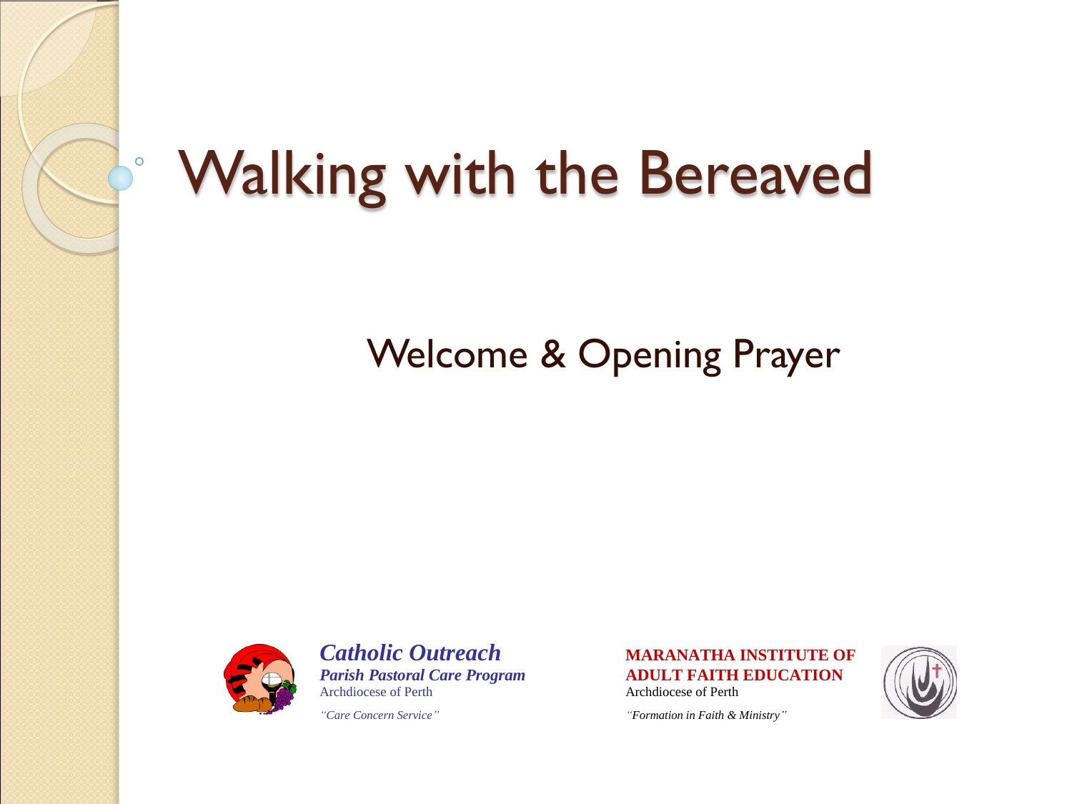# Walking with the Bereaved

## Welcome & Opening Prayer

***Catholic Outreach***
***Parish Pastoral Care Program***
Archdiocese of Perth

*"Care Concern Service"*

**MARANATHA INSTITUTE OF ADULT FAITH EDUCATION**
Archdiocese of Perth

*"Formation in Faith & Ministry"*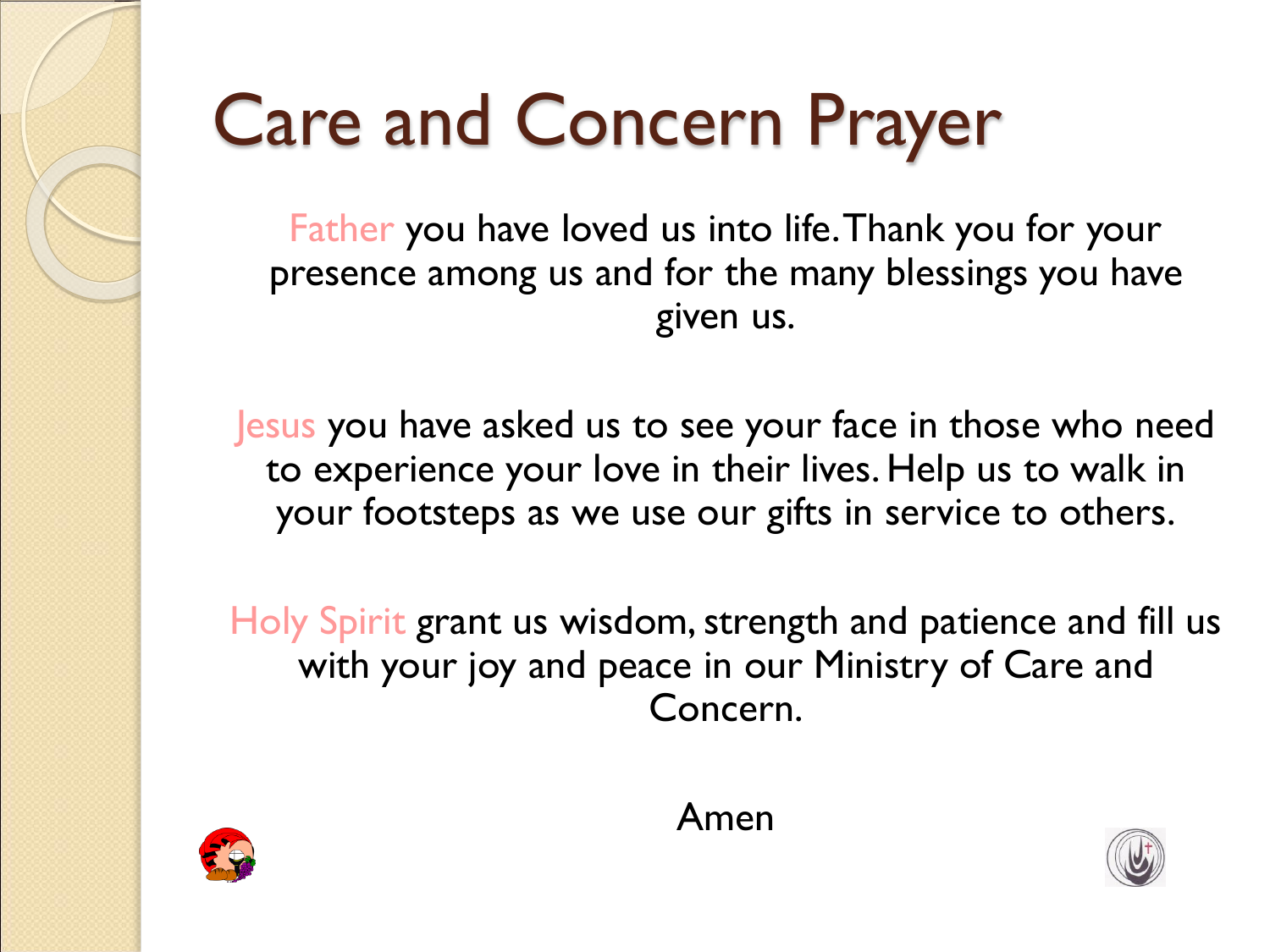# Care and Concern Prayer

Father you have loved us into life. Thank you for your presence among us and for the many blessings you have given us.

Jesus you have asked us to see your face in those who need to experience your love in their lives. Help us to walk in your footsteps as we use our gifts in service to others.

Holy Spirit grant us wisdom, strength and patience and fill us with your joy and peace in our Ministry of Care and Concern.

Amen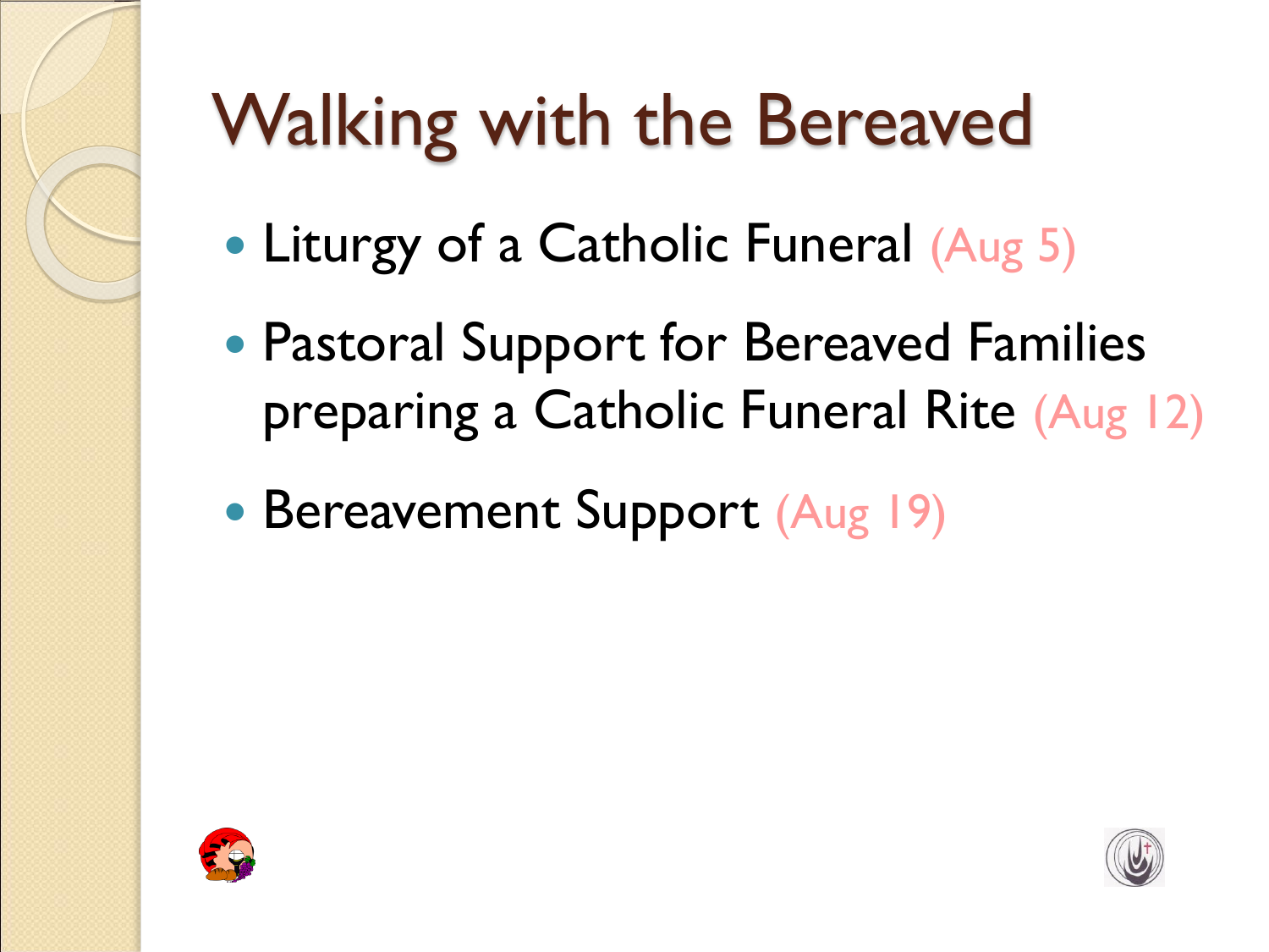# Walking with the Bereaved

- Liturgy of a Catholic Funeral (Aug 5)
- Pastoral Support for Bereaved Families preparing a Catholic Funeral Rite (Aug 12)
- Bereavement Support (Aug 19)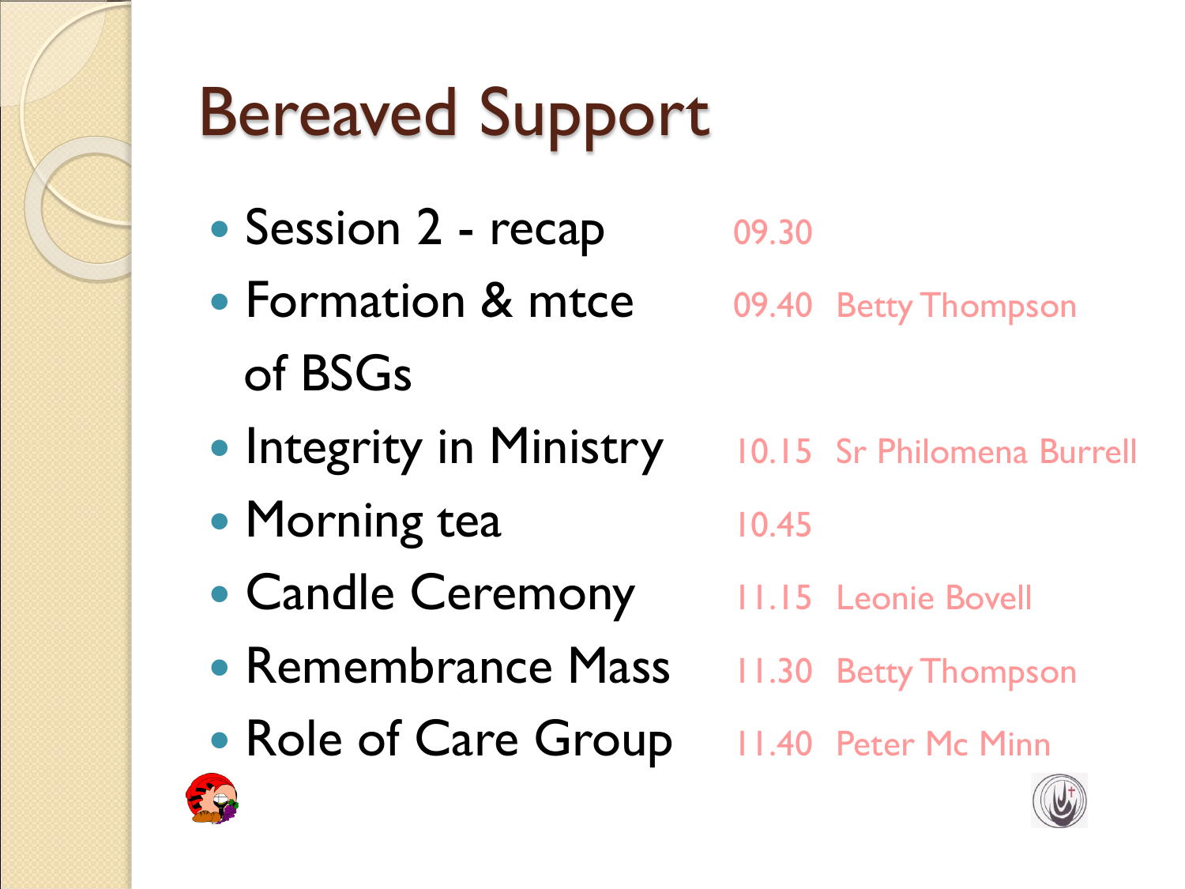# Bereaved Support

| Item | Time | Presenter |
|---|---|---|
| Session 2 - recap | 09.30 | |
| Formation & mtce of BSGs | 09.40 | Betty Thompson |
| Integrity in Ministry | 10.15 | Sr Philomena Burrell |
| Morning tea | 10.45 | |
| Candle Ceremony | 11.15 | Leonie Bovell |
| Remembrance Mass | 11.30 | Betty Thompson |
| Role of Care Group | 11.40 | Peter Mc Minn |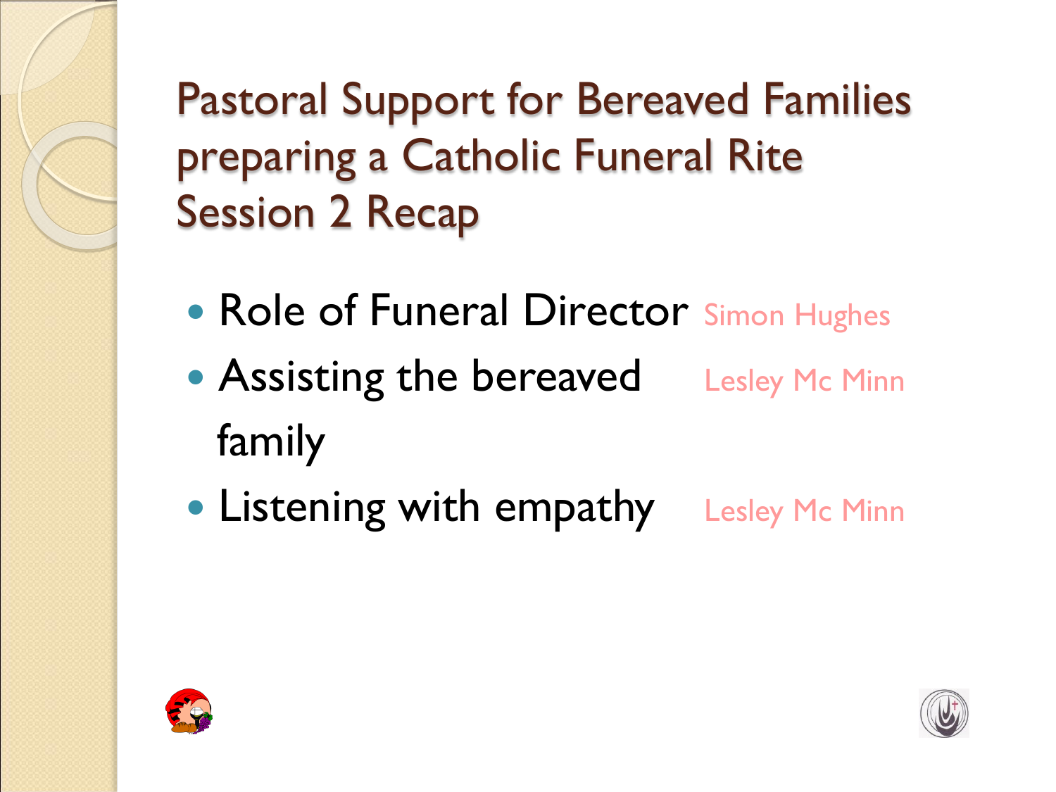# Pastoral Support for Bereaved Families preparing a Catholic Funeral Rite
## Session 2 Recap

- Role of Funeral Director — Simon Hughes
- Assisting the bereaved family — Lesley Mc Minn
- Listening with empathy — Lesley Mc Minn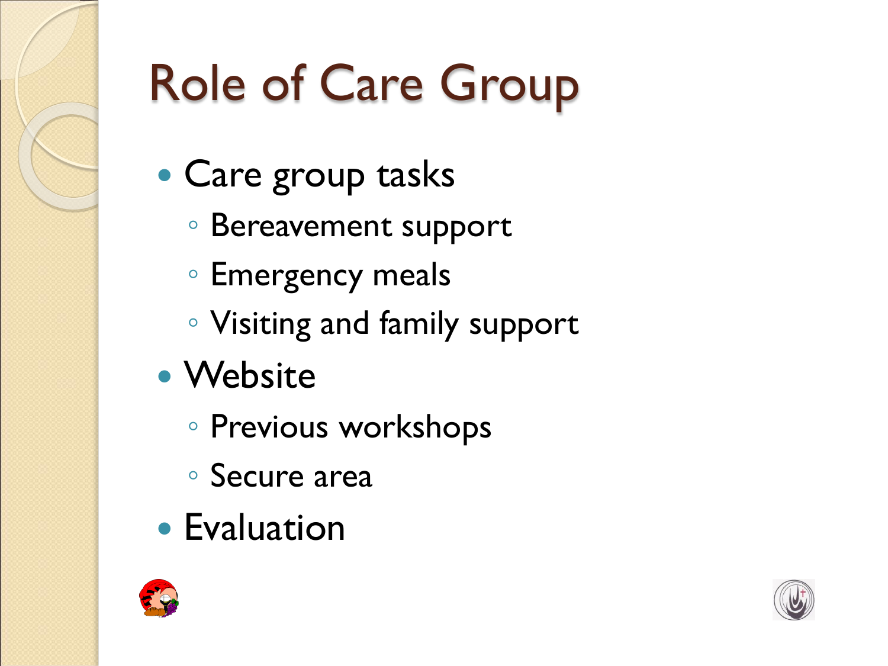# Role of Care Group

- Care group tasks
  - Bereavement support
  - Emergency meals
  - Visiting and family support
- Website
  - Previous workshops
  - Secure area
- Evaluation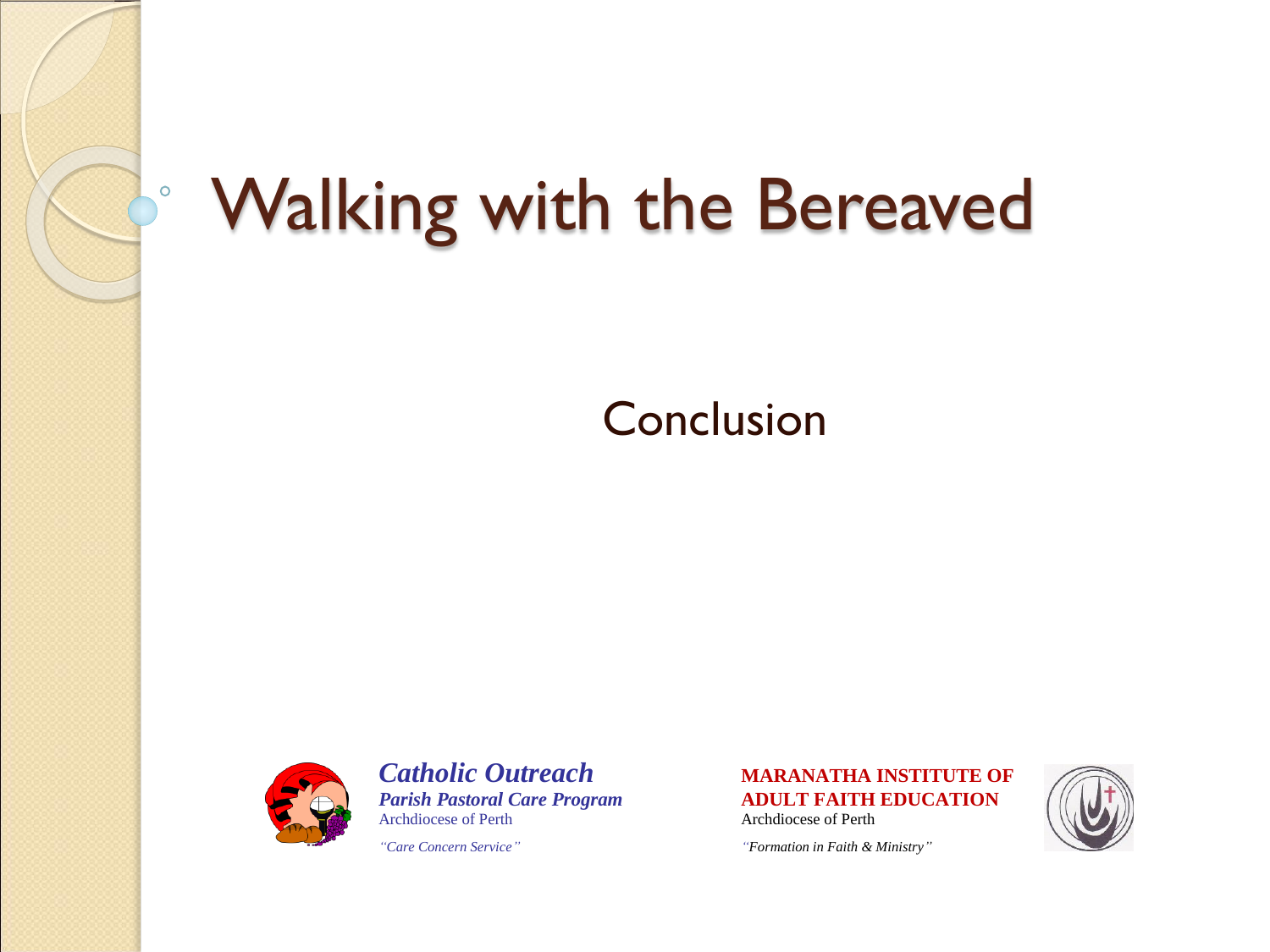# Walking with the Bereaved

## Conclusion

***Catholic Outreach***
***Parish Pastoral Care Program***
Archdiocese of Perth

*"Care Concern Service"*

**MARANATHA INSTITUTE OF ADULT FAITH EDUCATION**
Archdiocese of Perth

*"Formation in Faith & Ministry"*